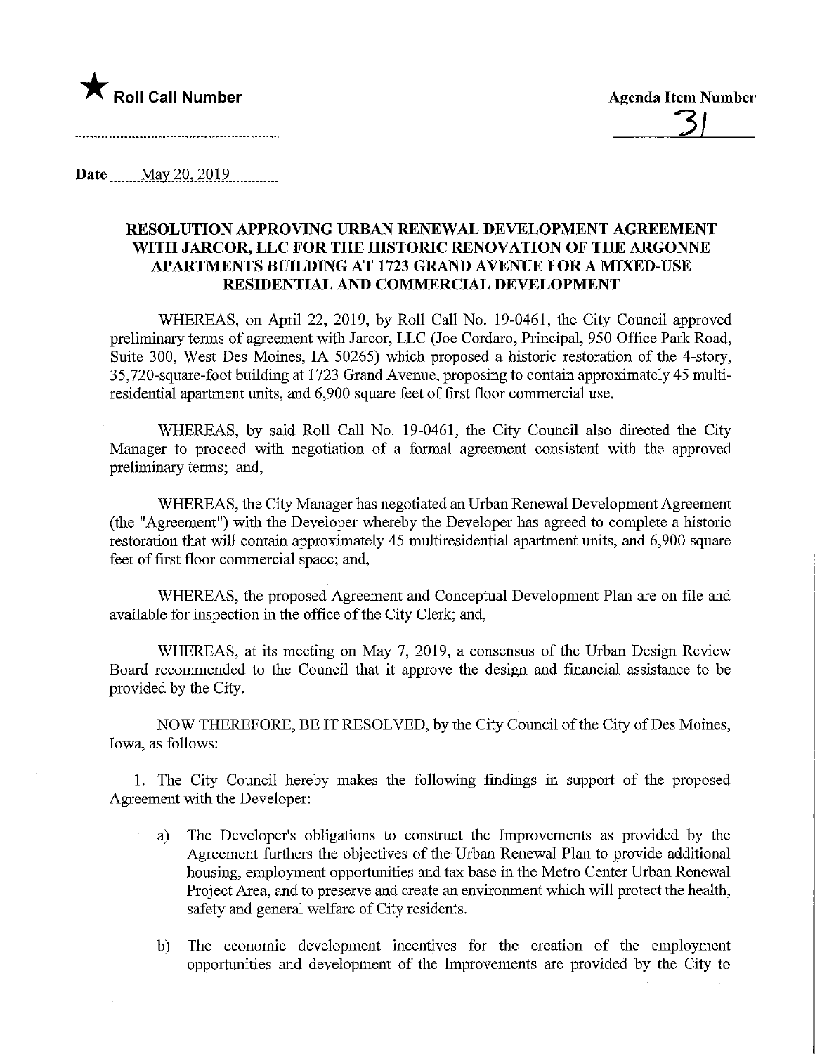★ **Roll Call Number**

**Agenda Item Number**

31

**Date** May 20, 2019

## RESOLUTION APPROVING URBAN RENEWAL DEVELOPMENT AGREEMENT WITH JARCOR, LLC FOR THE HISTORIC RENOVATION OF THE ARGONNE APARTMENTS BUILDING AT 1723 GRAND AVENUE FOR A MIXED-USE RESIDENTIAL AND COMMERCIAL DEVELOPMENT

WHEREAS, on April 22, 2019, by Roll Call No. 19-0461, the City Council approved preliminary terms of agreement with Jarcor, LLC (Joe Cordaro, Principal, 950 Office Park Road, Suite 300, West Des Moines, IA 50265) which proposed a historic restoration of the 4-story, 35,720-square-foot building at 1723 Grand Avenue, proposing to contain approximately 45 multi-residential apartment units, and 6,900 square feet of first floor commercial use.

WHEREAS, by said Roll Call No. 19-0461, the City Council also directed the City Manager to proceed with negotiation of a formal agreement consistent with the approved preliminary terms; and,

WHEREAS, the City Manager has negotiated an Urban Renewal Development Agreement (the "Agreement") with the Developer whereby the Developer has agreed to complete a historic restoration that will contain approximately 45 multiresidential apartment units, and 6,900 square feet of first floor commercial space; and,

WHEREAS, the proposed Agreement and Conceptual Development Plan are on file and available for inspection in the office of the City Clerk; and,

WHEREAS, at its meeting on May 7, 2019, a consensus of the Urban Design Review Board recommended to the Council that it approve the design and financial assistance to be provided by the City.

NOW THEREFORE, BE IT RESOLVED, by the City Council of the City of Des Moines, Iowa, as follows:

1. The City Council hereby makes the following findings in support of the proposed Agreement with the Developer:

   a) The Developer's obligations to construct the Improvements as provided by the Agreement furthers the objectives of the Urban Renewal Plan to provide additional housing, employment opportunities and tax base in the Metro Center Urban Renewal Project Area, and to preserve and create an environment which will protect the health, safety and general welfare of City residents.

   b) The economic development incentives for the creation of the employment opportunities and development of the Improvements are provided by the City to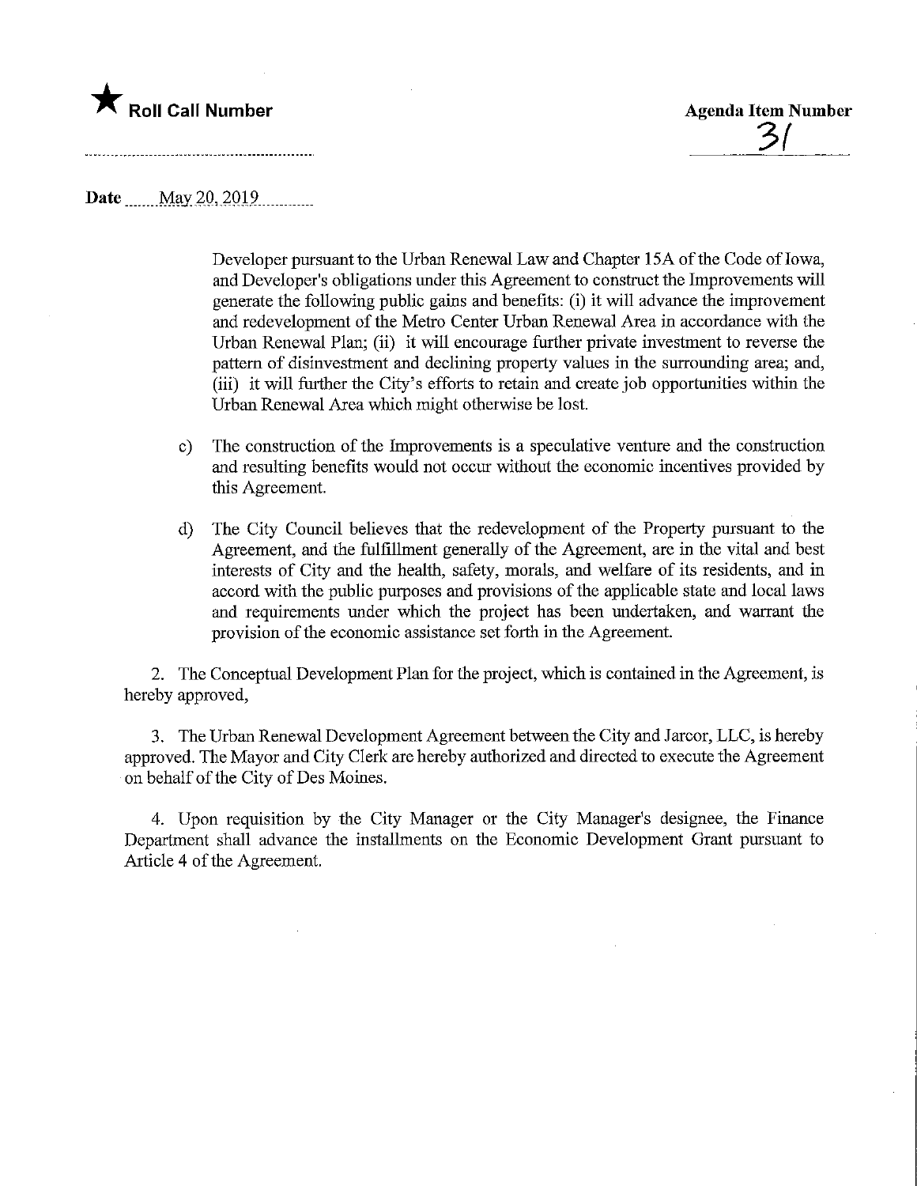Developer pursuant to the Urban Renewal Law and Chapter 15A of the Code of Iowa, and Developer's obligations under this Agreement to construct the Improvements will generate the following public gains and benefits: (i) it will advance the improvement and redevelopment of the Metro Center Urban Renewal Area in accordance with the Urban Renewal Plan; (ii) it will encourage further private investment to reverse the pattern of disinvestment and declining property values in the surrounding area; and, (iii) it will further the City's efforts to retain and create job opportunities within the Urban Renewal Area which might otherwise be lost.

c) The construction of the Improvements is a speculative venture and the construction and resulting benefits would not occur without the economic incentives provided by this Agreement.

d) The City Council believes that the redevelopment of the Property pursuant to the Agreement, and the fulfillment generally of the Agreement, are in the vital and best interests of City and the health, safety, morals, and welfare of its residents, and in accord with the public purposes and provisions of the applicable state and local laws and requirements under which the project has been undertaken, and warrant the provision of the economic assistance set forth in the Agreement.

2. The Conceptual Development Plan for the project, which is contained in the Agreement, is hereby approved,

3. The Urban Renewal Development Agreement between the City and Jarcor, LLC, is hereby approved. The Mayor and City Clerk are hereby authorized and directed to execute the Agreement on behalf of the City of Des Moines.

4. Upon requisition by the City Manager or the City Manager's designee, the Finance Department shall advance the installments on the Economic Development Grant pursuant to Article 4 of the Agreement.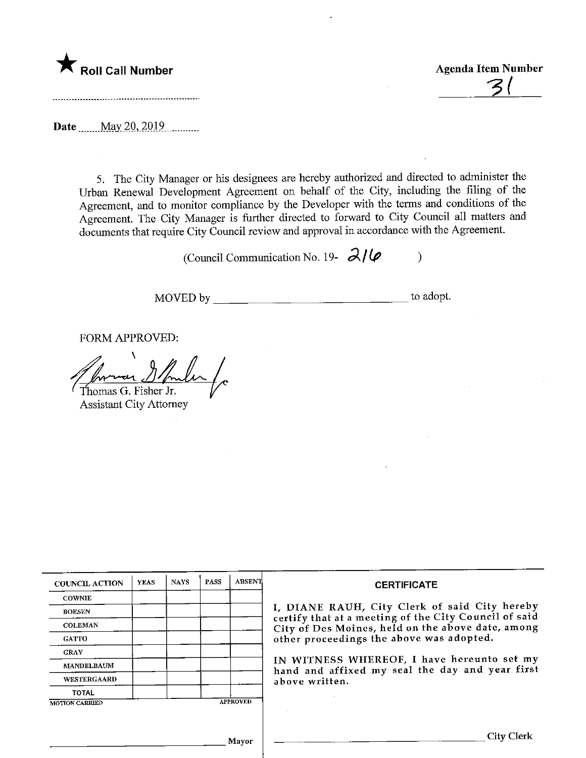★ **Roll Call Number**

**Agenda Item Number**

31

---

**Date** May 20, 2019

5. The City Manager or his designees are hereby authorized and directed to administer the Urban Renewal Development Agreement on behalf of the City, including the filing of the Agreement, and to monitor compliance by the Developer with the terms and conditions of the Agreement. The City Manager is further directed to forward to City Council all matters and documents that require City Council review and approval in accordance with the Agreement.

(Council Communication No. 19- 216 )

MOVED by ______________________________ to adopt.

FORM APPROVED:

Thomas G. Fisher Jr.
Assistant City Attorney

| COUNCIL ACTION | YEAS | NAYS | PASS | ABSENT |
|---|---|---|---|---|
| COWNIE | | | | |
| BOESEN | | | | |
| COLEMAN | | | | |
| GATTO | | | | |
| GRAY | | | | |
| MANDELBAUM | | | | |
| WESTERGAARD | | | | |
| TOTAL | | | | |

MOTION CARRIED APPROVED

______________________________ Mayor

**CERTIFICATE**

I, DIANE RAUH, City Clerk of said City hereby certify that at a meeting of the City Council of said City of Des Moines, held on the above date, among other proceedings the above was adopted.

IN WITNESS WHEREOF, I have hereunto set my hand and affixed my seal the day and year first above written.

______________________________ City Clerk